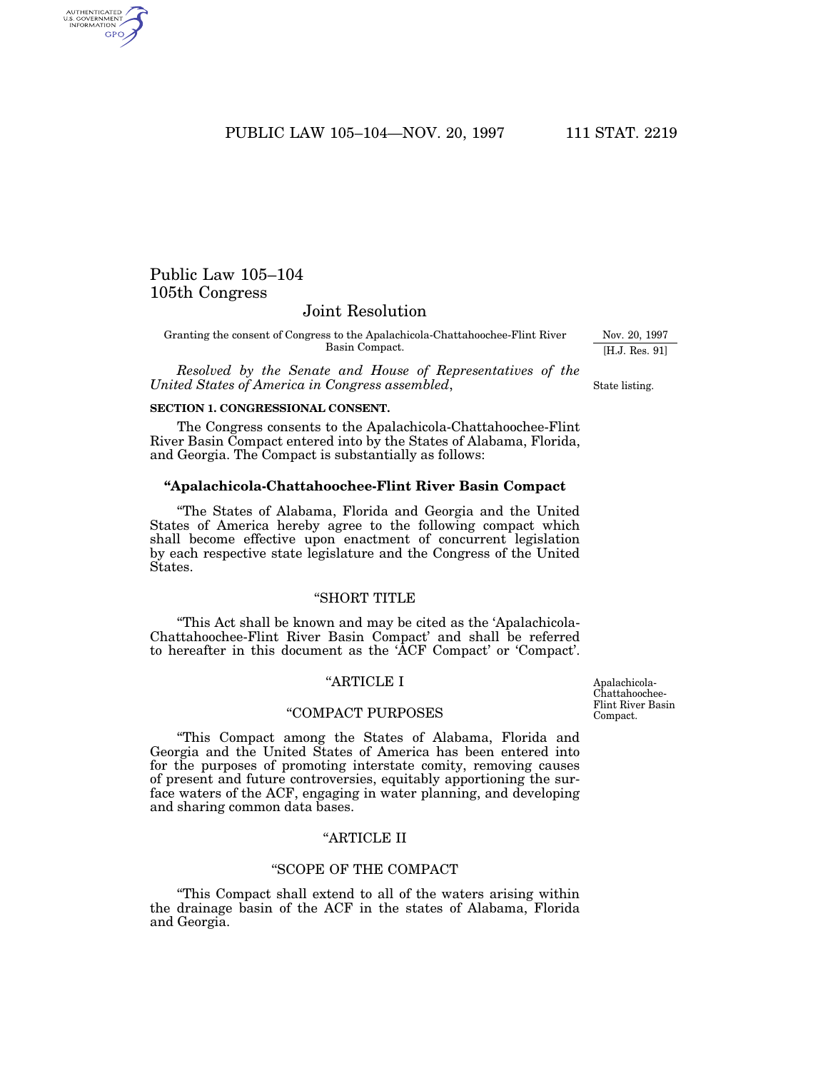# Public Law 105–104
## 105th Congress

### Joint Resolution

Granting the consent of Congress to the Apalachicola-Chattahoochee-Flint River Basin Compact.

Nov. 20, 1997
[H.J. Res. 91]

*Resolved by the Senate and House of Representatives of the United States of America in Congress assembled*,

State listing.

**SECTION 1. CONGRESSIONAL CONSENT.**

The Congress consents to the Apalachicola-Chattahoochee-Flint River Basin Compact entered into by the States of Alabama, Florida, and Georgia. The Compact is substantially as follows:

**"Apalachicola-Chattahoochee-Flint River Basin Compact**

"The States of Alabama, Florida and Georgia and the United States of America hereby agree to the following compact which shall become effective upon enactment of concurrent legislation by each respective state legislature and the Congress of the United States.

"SHORT TITLE

"This Act shall be known and may be cited as the 'Apalachicola-Chattahoochee-Flint River Basin Compact' and shall be referred to hereafter in this document as the 'ACF Compact' or 'Compact'.

Apalachicola-Chattahoochee-Flint River Basin Compact.

"ARTICLE I

"COMPACT PURPOSES

"This Compact among the States of Alabama, Florida and Georgia and the United States of America has been entered into for the purposes of promoting interstate comity, removing causes of present and future controversies, equitably apportioning the surface waters of the ACF, engaging in water planning, and developing and sharing common data bases.

"ARTICLE II

"SCOPE OF THE COMPACT

"This Compact shall extend to all of the waters arising within the drainage basin of the ACF in the states of Alabama, Florida and Georgia.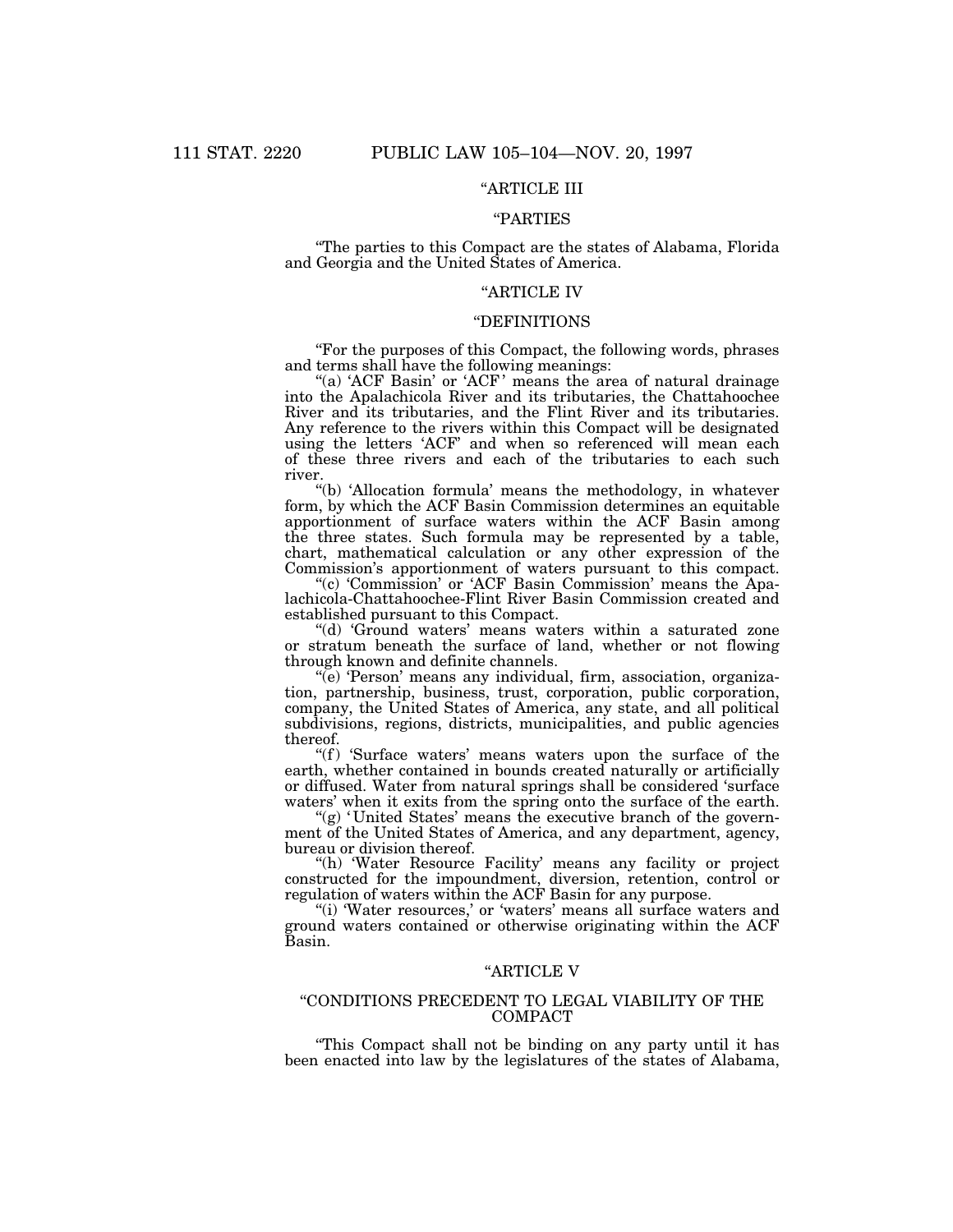"ARTICLE III

"PARTIES

"The parties to this Compact are the states of Alabama, Florida and Georgia and the United States of America.

"ARTICLE IV

"DEFINITIONS

"For the purposes of this Compact, the following words, phrases and terms shall have the following meanings:

"(a) 'ACF Basin' or 'ACF' means the area of natural drainage into the Apalachicola River and its tributaries, the Chattahoochee River and its tributaries, and the Flint River and its tributaries. Any reference to the rivers within this Compact will be designated using the letters 'ACF' and when so referenced will mean each of these three rivers and each of the tributaries to each such river.

"(b) 'Allocation formula' means the methodology, in whatever form, by which the ACF Basin Commission determines an equitable apportionment of surface waters within the ACF Basin among the three states. Such formula may be represented by a table, chart, mathematical calculation or any other expression of the Commission's apportionment of waters pursuant to this compact.

"(c) 'Commission' or 'ACF Basin Commission' means the Apalachicola-Chattahoochee-Flint River Basin Commission created and established pursuant to this Compact.

"(d) 'Ground waters' means waters within a saturated zone or stratum beneath the surface of land, whether or not flowing through known and definite channels.

"(e) 'Person' means any individual, firm, association, organization, partnership, business, trust, corporation, public corporation, company, the United States of America, any state, and all political subdivisions, regions, districts, municipalities, and public agencies thereof.

"(f) 'Surface waters' means waters upon the surface of the earth, whether contained in bounds created naturally or artificially or diffused. Water from natural springs shall be considered 'surface waters' when it exits from the spring onto the surface of the earth.

"(g) 'United States' means the executive branch of the government of the United States of America, and any department, agency, bureau or division thereof.

"(h) 'Water Resource Facility' means any facility or project constructed for the impoundment, diversion, retention, control or regulation of waters within the ACF Basin for any purpose.

"(i) 'Water resources,' or 'waters' means all surface waters and ground waters contained or otherwise originating within the ACF Basin.

"ARTICLE V

"CONDITIONS PRECEDENT TO LEGAL VIABILITY OF THE COMPACT

"This Compact shall not be binding on any party until it has been enacted into law by the legislatures of the states of Alabama,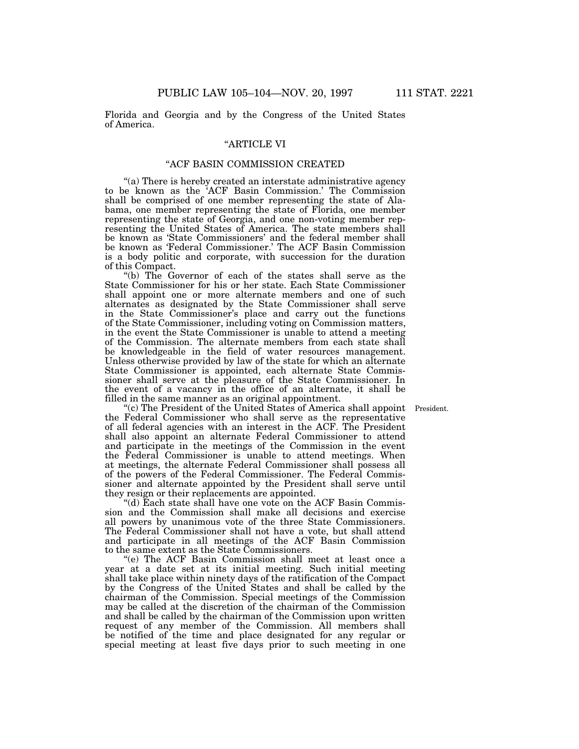Florida and Georgia and by the Congress of the United States of America.

### "ARTICLE VI

### "ACF BASIN COMMISSION CREATED

"(a) There is hereby created an interstate administrative agency to be known as the 'ACF Basin Commission.' The Commission shall be comprised of one member representing the state of Alabama, one member representing the state of Florida, one member representing the state of Georgia, and one non-voting member representing the United States of America. The state members shall be known as 'State Commissioners' and the federal member shall be known as 'Federal Commissioner.' The ACF Basin Commission is a body politic and corporate, with succession for the duration of this Compact.

"(b) The Governor of each of the states shall serve as the State Commissioner for his or her state. Each State Commissioner shall appoint one or more alternate members and one of such alternates as designated by the State Commissioner shall serve in the State Commissioner's place and carry out the functions of the State Commissioner, including voting on Commission matters, in the event the State Commissioner is unable to attend a meeting of the Commission. The alternate members from each state shall be knowledgeable in the field of water resources management. Unless otherwise provided by law of the state for which an alternate State Commissioner is appointed, each alternate State Commissioner shall serve at the pleasure of the State Commissioner. In the event of a vacancy in the office of an alternate, it shall be filled in the same manner as an original appointment.

"(c) The President of the United States of America shall appoint the Federal Commissioner who shall serve as the representative of all federal agencies with an interest in the ACF. The President shall also appoint an alternate Federal Commissioner to attend and participate in the meetings of the Commission in the event the Federal Commissioner is unable to attend meetings. When at meetings, the alternate Federal Commissioner shall possess all of the powers of the Federal Commissioner. The Federal Commissioner and alternate appointed by the President shall serve until they resign or their replacements are appointed.

President.

"(d) Each state shall have one vote on the ACF Basin Commission and the Commission shall make all decisions and exercise all powers by unanimous vote of the three State Commissioners. The Federal Commissioner shall not have a vote, but shall attend and participate in all meetings of the ACF Basin Commission to the same extent as the State Commissioners.

"(e) The ACF Basin Commission shall meet at least once a year at a date set at its initial meeting. Such initial meeting shall take place within ninety days of the ratification of the Compact by the Congress of the United States and shall be called by the chairman of the Commission. Special meetings of the Commission may be called at the discretion of the chairman of the Commission and shall be called by the chairman of the Commission upon written request of any member of the Commission. All members shall be notified of the time and place designated for any regular or special meeting at least five days prior to such meeting in one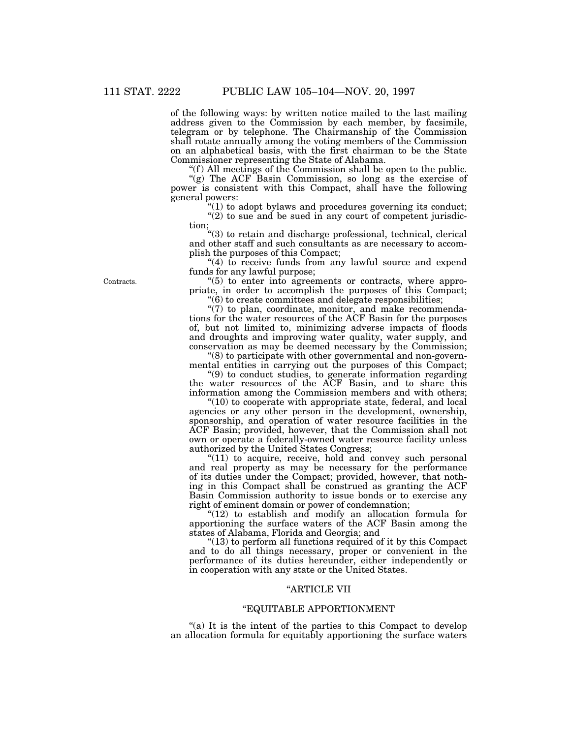of the following ways: by written notice mailed to the last mailing address given to the Commission by each member, by facsimile, telegram or by telephone. The Chairmanship of the Commission shall rotate annually among the voting members of the Commission on an alphabetical basis, with the first chairman to be the State Commissioner representing the State of Alabama.

"(f) All meetings of the Commission shall be open to the public.

"(g) The ACF Basin Commission, so long as the exercise of power is consistent with this Compact, shall have the following general powers:

"(1) to adopt bylaws and procedures governing its conduct;

"(2) to sue and be sued in any court of competent jurisdiction;

"(3) to retain and discharge professional, technical, clerical and other staff and such consultants as are necessary to accomplish the purposes of this Compact;

"(4) to receive funds from any lawful source and expend funds for any lawful purpose;

Contracts.

"(5) to enter into agreements or contracts, where appropriate, in order to accomplish the purposes of this Compact;

"(6) to create committees and delegate responsibilities;

"(7) to plan, coordinate, monitor, and make recommendations for the water resources of the ACF Basin for the purposes of, but not limited to, minimizing adverse impacts of floods and droughts and improving water quality, water supply, and conservation as may be deemed necessary by the Commission;

"(8) to participate with other governmental and non-governmental entities in carrying out the purposes of this Compact;

"(9) to conduct studies, to generate information regarding the water resources of the ACF Basin, and to share this information among the Commission members and with others;

"(10) to cooperate with appropriate state, federal, and local agencies or any other person in the development, ownership, sponsorship, and operation of water resource facilities in the ACF Basin; provided, however, that the Commission shall not own or operate a federally-owned water resource facility unless authorized by the United States Congress;

"(11) to acquire, receive, hold and convey such personal and real property as may be necessary for the performance of its duties under the Compact; provided, however, that nothing in this Compact shall be construed as granting the ACF Basin Commission authority to issue bonds or to exercise any right of eminent domain or power of condemnation;

"(12) to establish and modify an allocation formula for apportioning the surface waters of the ACF Basin among the states of Alabama, Florida and Georgia; and

"(13) to perform all functions required of it by this Compact and to do all things necessary, proper or convenient in the performance of its duties hereunder, either independently or in cooperation with any state or the United States.

"ARTICLE VII

"EQUITABLE APPORTIONMENT

"(a) It is the intent of the parties to this Compact to develop an allocation formula for equitably apportioning the surface waters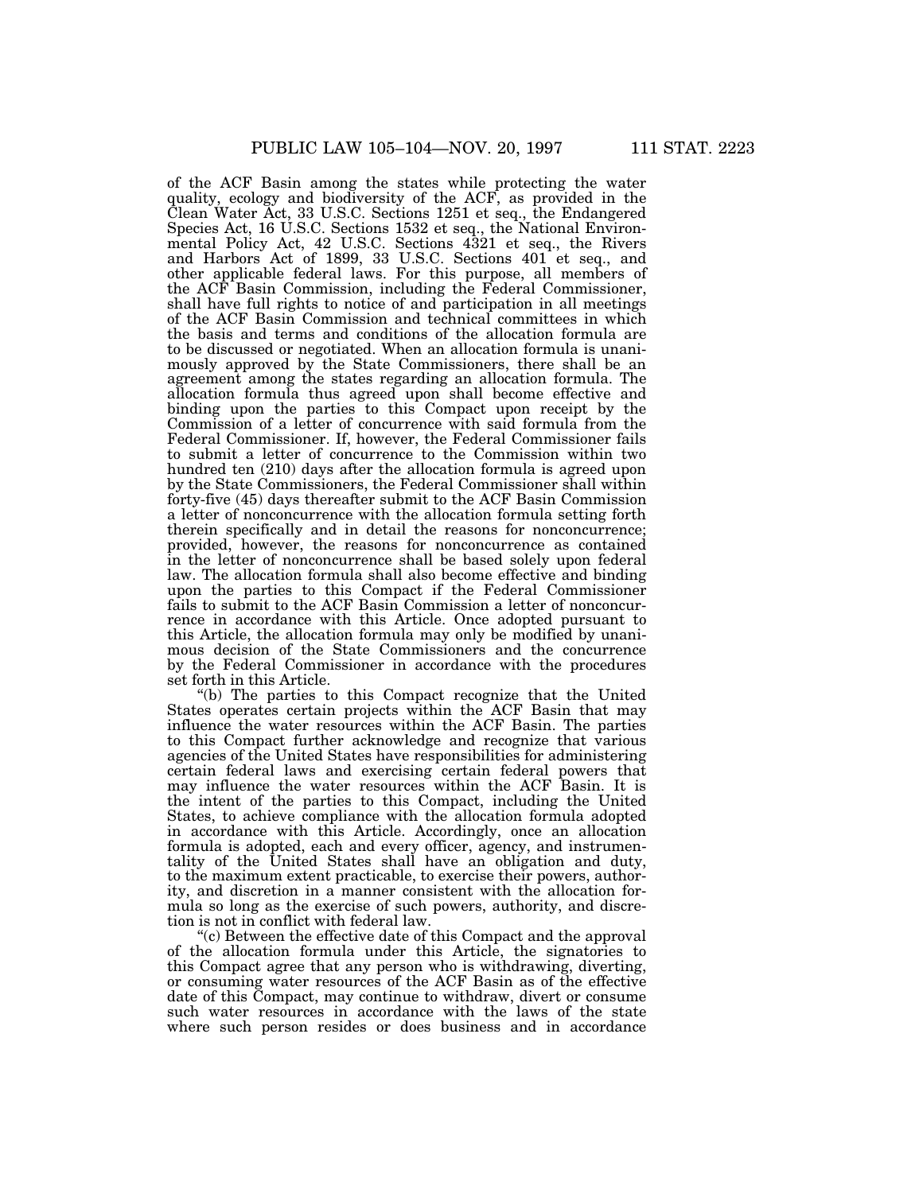of the ACF Basin among the states while protecting the water quality, ecology and biodiversity of the ACF, as provided in the Clean Water Act, 33 U.S.C. Sections 1251 et seq., the Endangered Species Act, 16 U.S.C. Sections 1532 et seq., the National Environmental Policy Act, 42 U.S.C. Sections 4321 et seq., the Rivers and Harbors Act of 1899, 33 U.S.C. Sections 401 et seq., and other applicable federal laws. For this purpose, all members of the ACF Basin Commission, including the Federal Commissioner, shall have full rights to notice of and participation in all meetings of the ACF Basin Commission and technical committees in which the basis and terms and conditions of the allocation formula are to be discussed or negotiated. When an allocation formula is unanimously approved by the State Commissioners, there shall be an agreement among the states regarding an allocation formula. The allocation formula thus agreed upon shall become effective and binding upon the parties to this Compact upon receipt by the Commission of a letter of concurrence with said formula from the Federal Commissioner. If, however, the Federal Commissioner fails to submit a letter of concurrence to the Commission within two hundred ten (210) days after the allocation formula is agreed upon by the State Commissioners, the Federal Commissioner shall within forty-five (45) days thereafter submit to the ACF Basin Commission a letter of nonconcurrence with the allocation formula setting forth therein specifically and in detail the reasons for nonconcurrence; provided, however, the reasons for nonconcurrence as contained in the letter of nonconcurrence shall be based solely upon federal law. The allocation formula shall also become effective and binding upon the parties to this Compact if the Federal Commissioner fails to submit to the ACF Basin Commission a letter of nonconcurrence in accordance with this Article. Once adopted pursuant to this Article, the allocation formula may only be modified by unanimous decision of the State Commissioners and the concurrence by the Federal Commissioner in accordance with the procedures set forth in this Article.

"(b) The parties to this Compact recognize that the United States operates certain projects within the ACF Basin that may influence the water resources within the ACF Basin. The parties to this Compact further acknowledge and recognize that various agencies of the United States have responsibilities for administering certain federal laws and exercising certain federal powers that may influence the water resources within the ACF Basin. It is the intent of the parties to this Compact, including the United States, to achieve compliance with the allocation formula adopted in accordance with this Article. Accordingly, once an allocation formula is adopted, each and every officer, agency, and instrumentality of the United States shall have an obligation and duty, to the maximum extent practicable, to exercise their powers, authority, and discretion in a manner consistent with the allocation formula so long as the exercise of such powers, authority, and discretion is not in conflict with federal law.

"(c) Between the effective date of this Compact and the approval of the allocation formula under this Article, the signatories to this Compact agree that any person who is withdrawing, diverting, or consuming water resources of the ACF Basin as of the effective date of this Compact, may continue to withdraw, divert or consume such water resources in accordance with the laws of the state where such person resides or does business and in accordance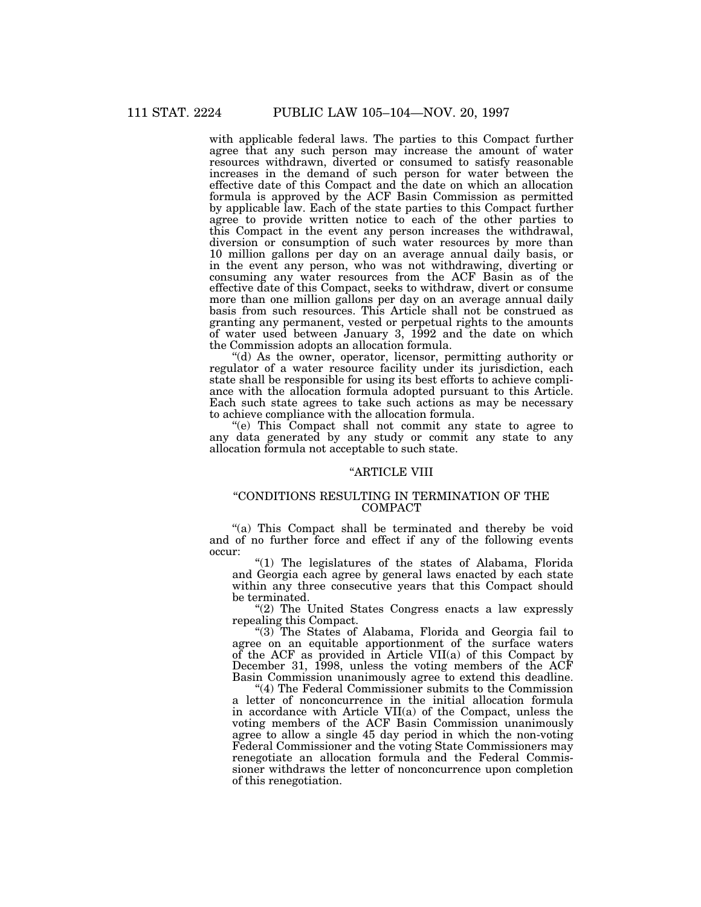with applicable federal laws. The parties to this Compact further agree that any such person may increase the amount of water resources withdrawn, diverted or consumed to satisfy reasonable increases in the demand of such person for water between the effective date of this Compact and the date on which an allocation formula is approved by the ACF Basin Commission as permitted by applicable law. Each of the state parties to this Compact further agree to provide written notice to each of the other parties to this Compact in the event any person increases the withdrawal, diversion or consumption of such water resources by more than 10 million gallons per day on an average annual daily basis, or in the event any person, who was not withdrawing, diverting or consuming any water resources from the ACF Basin as of the effective date of this Compact, seeks to withdraw, divert or consume more than one million gallons per day on an average annual daily basis from such resources. This Article shall not be construed as granting any permanent, vested or perpetual rights to the amounts of water used between January 3, 1992 and the date on which the Commission adopts an allocation formula.

"(d) As the owner, operator, licensor, permitting authority or regulator of a water resource facility under its jurisdiction, each state shall be responsible for using its best efforts to achieve compliance with the allocation formula adopted pursuant to this Article. Each such state agrees to take such actions as may be necessary to achieve compliance with the allocation formula.

"(e) This Compact shall not commit any state to agree to any data generated by any study or commit any state to any allocation formula not acceptable to such state.

## "ARTICLE VIII

## "CONDITIONS RESULTING IN TERMINATION OF THE COMPACT

"(a) This Compact shall be terminated and thereby be void and of no further force and effect if any of the following events occur:

"(1) The legislatures of the states of Alabama, Florida and Georgia each agree by general laws enacted by each state within any three consecutive years that this Compact should be terminated.

"(2) The United States Congress enacts a law expressly repealing this Compact.

"(3) The States of Alabama, Florida and Georgia fail to agree on an equitable apportionment of the surface waters of the ACF as provided in Article VII(a) of this Compact by December 31, 1998, unless the voting members of the ACF Basin Commission unanimously agree to extend this deadline.

"(4) The Federal Commissioner submits to the Commission a letter of nonconcurrence in the initial allocation formula in accordance with Article VII(a) of the Compact, unless the voting members of the ACF Basin Commission unanimously agree to allow a single 45 day period in which the non-voting Federal Commissioner and the voting State Commissioners may renegotiate an allocation formula and the Federal Commissioner withdraws the letter of nonconcurrence upon completion of this renegotiation.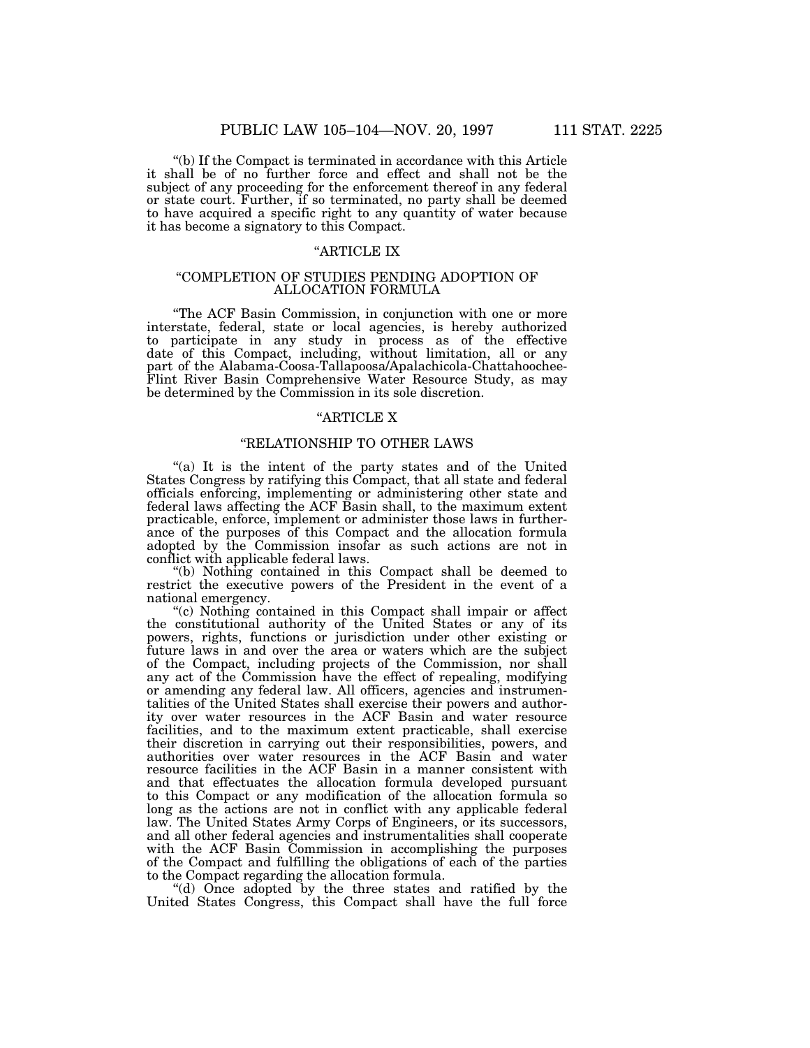"(b) If the Compact is terminated in accordance with this Article it shall be of no further force and effect and shall not be the subject of any proceeding for the enforcement thereof in any federal or state court. Further, if so terminated, no party shall be deemed to have acquired a specific right to any quantity of water because it has become a signatory to this Compact.

"ARTICLE IX

"COMPLETION OF STUDIES PENDING ADOPTION OF ALLOCATION FORMULA

"The ACF Basin Commission, in conjunction with one or more interstate, federal, state or local agencies, is hereby authorized to participate in any study in process as of the effective date of this Compact, including, without limitation, all or any part of the Alabama-Coosa-Tallapoosa/Apalachicola-Chattahoochee-Flint River Basin Comprehensive Water Resource Study, as may be determined by the Commission in its sole discretion.

"ARTICLE X

"RELATIONSHIP TO OTHER LAWS

"(a) It is the intent of the party states and of the United States Congress by ratifying this Compact, that all state and federal officials enforcing, implementing or administering other state and federal laws affecting the ACF Basin shall, to the maximum extent practicable, enforce, implement or administer those laws in furtherance of the purposes of this Compact and the allocation formula adopted by the Commission insofar as such actions are not in conflict with applicable federal laws.

"(b) Nothing contained in this Compact shall be deemed to restrict the executive powers of the President in the event of a national emergency.

"(c) Nothing contained in this Compact shall impair or affect the constitutional authority of the United States or any of its powers, rights, functions or jurisdiction under other existing or future laws in and over the area or waters which are the subject of the Compact, including projects of the Commission, nor shall any act of the Commission have the effect of repealing, modifying or amending any federal law. All officers, agencies and instrumentalities of the United States shall exercise their powers and authority over water resources in the ACF Basin and water resource facilities, and to the maximum extent practicable, shall exercise their discretion in carrying out their responsibilities, powers, and authorities over water resources in the ACF Basin and water resource facilities in the ACF Basin in a manner consistent with and that effectuates the allocation formula developed pursuant to this Compact or any modification of the allocation formula so long as the actions are not in conflict with any applicable federal law. The United States Army Corps of Engineers, or its successors, and all other federal agencies and instrumentalities shall cooperate with the ACF Basin Commission in accomplishing the purposes of the Compact and fulfilling the obligations of each of the parties to the Compact regarding the allocation formula.

"(d) Once adopted by the three states and ratified by the United States Congress, this Compact shall have the full force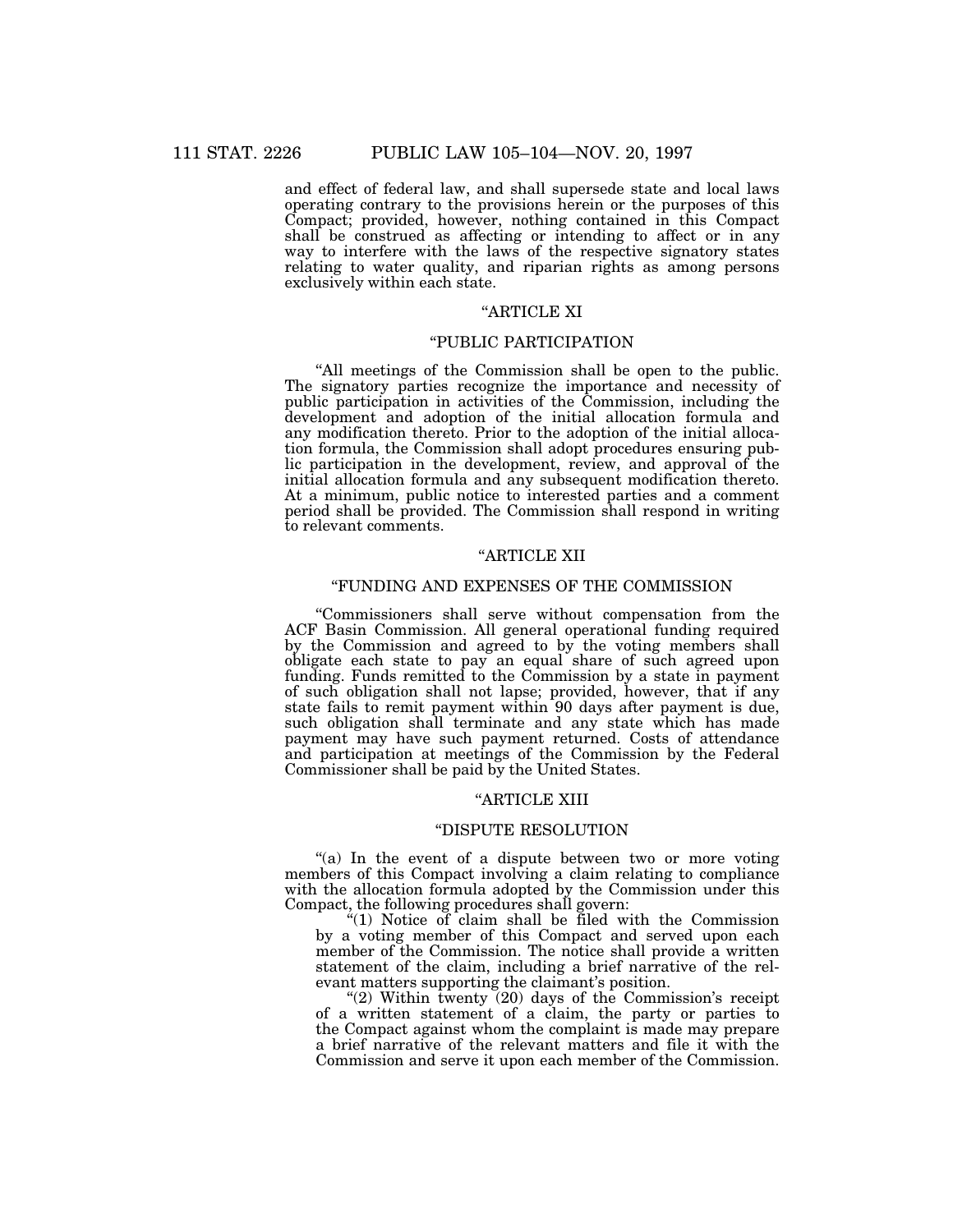and effect of federal law, and shall supersede state and local laws operating contrary to the provisions herein or the purposes of this Compact; provided, however, nothing contained in this Compact shall be construed as affecting or intending to affect or in any way to interfere with the laws of the respective signatory states relating to water quality, and riparian rights as among persons exclusively within each state.

## "ARTICLE XI

## "PUBLIC PARTICIPATION

"All meetings of the Commission shall be open to the public. The signatory parties recognize the importance and necessity of public participation in activities of the Commission, including the development and adoption of the initial allocation formula and any modification thereto. Prior to the adoption of the initial allocation formula, the Commission shall adopt procedures ensuring public participation in the development, review, and approval of the initial allocation formula and any subsequent modification thereto. At a minimum, public notice to interested parties and a comment period shall be provided. The Commission shall respond in writing to relevant comments.

## "ARTICLE XII

## "FUNDING AND EXPENSES OF THE COMMISSION

"Commissioners shall serve without compensation from the ACF Basin Commission. All general operational funding required by the Commission and agreed to by the voting members shall obligate each state to pay an equal share of such agreed upon funding. Funds remitted to the Commission by a state in payment of such obligation shall not lapse; provided, however, that if any state fails to remit payment within 90 days after payment is due, such obligation shall terminate and any state which has made payment may have such payment returned. Costs of attendance and participation at meetings of the Commission by the Federal Commissioner shall be paid by the United States.

## "ARTICLE XIII

## "DISPUTE RESOLUTION

"(a) In the event of a dispute between two or more voting members of this Compact involving a claim relating to compliance with the allocation formula adopted by the Commission under this Compact, the following procedures shall govern:

"(1) Notice of claim shall be filed with the Commission by a voting member of this Compact and served upon each member of the Commission. The notice shall provide a written statement of the claim, including a brief narrative of the relevant matters supporting the claimant's position.

"(2) Within twenty (20) days of the Commission's receipt of a written statement of a claim, the party or parties to the Compact against whom the complaint is made may prepare a brief narrative of the relevant matters and file it with the Commission and serve it upon each member of the Commission.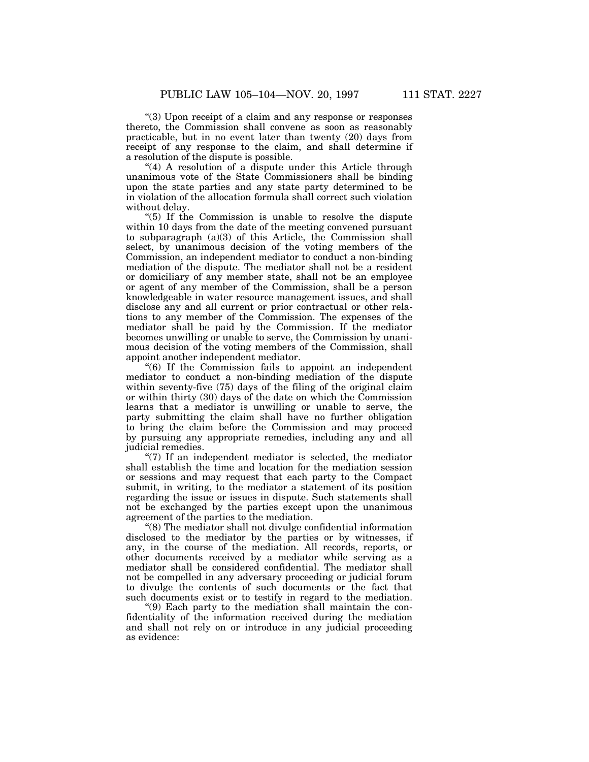"(3) Upon receipt of a claim and any response or responses thereto, the Commission shall convene as soon as reasonably practicable, but in no event later than twenty (20) days from receipt of any response to the claim, and shall determine if a resolution of the dispute is possible.

"(4) A resolution of a dispute under this Article through unanimous vote of the State Commissioners shall be binding upon the state parties and any state party determined to be in violation of the allocation formula shall correct such violation without delay.

"(5) If the Commission is unable to resolve the dispute within 10 days from the date of the meeting convened pursuant to subparagraph (a)(3) of this Article, the Commission shall select, by unanimous decision of the voting members of the Commission, an independent mediator to conduct a non-binding mediation of the dispute. The mediator shall not be a resident or domiciliary of any member state, shall not be an employee or agent of any member of the Commission, shall be a person knowledgeable in water resource management issues, and shall disclose any and all current or prior contractual or other relations to any member of the Commission. The expenses of the mediator shall be paid by the Commission. If the mediator becomes unwilling or unable to serve, the Commission by unanimous decision of the voting members of the Commission, shall appoint another independent mediator.

"(6) If the Commission fails to appoint an independent mediator to conduct a non-binding mediation of the dispute within seventy-five (75) days of the filing of the original claim or within thirty (30) days of the date on which the Commission learns that a mediator is unwilling or unable to serve, the party submitting the claim shall have no further obligation to bring the claim before the Commission and may proceed by pursuing any appropriate remedies, including any and all judicial remedies.

"(7) If an independent mediator is selected, the mediator shall establish the time and location for the mediation session or sessions and may request that each party to the Compact submit, in writing, to the mediator a statement of its position regarding the issue or issues in dispute. Such statements shall not be exchanged by the parties except upon the unanimous agreement of the parties to the mediation.

"(8) The mediator shall not divulge confidential information disclosed to the mediator by the parties or by witnesses, if any, in the course of the mediation. All records, reports, or other documents received by a mediator while serving as a mediator shall be considered confidential. The mediator shall not be compelled in any adversary proceeding or judicial forum to divulge the contents of such documents or the fact that such documents exist or to testify in regard to the mediation.

"(9) Each party to the mediation shall maintain the confidentiality of the information received during the mediation and shall not rely on or introduce in any judicial proceeding as evidence: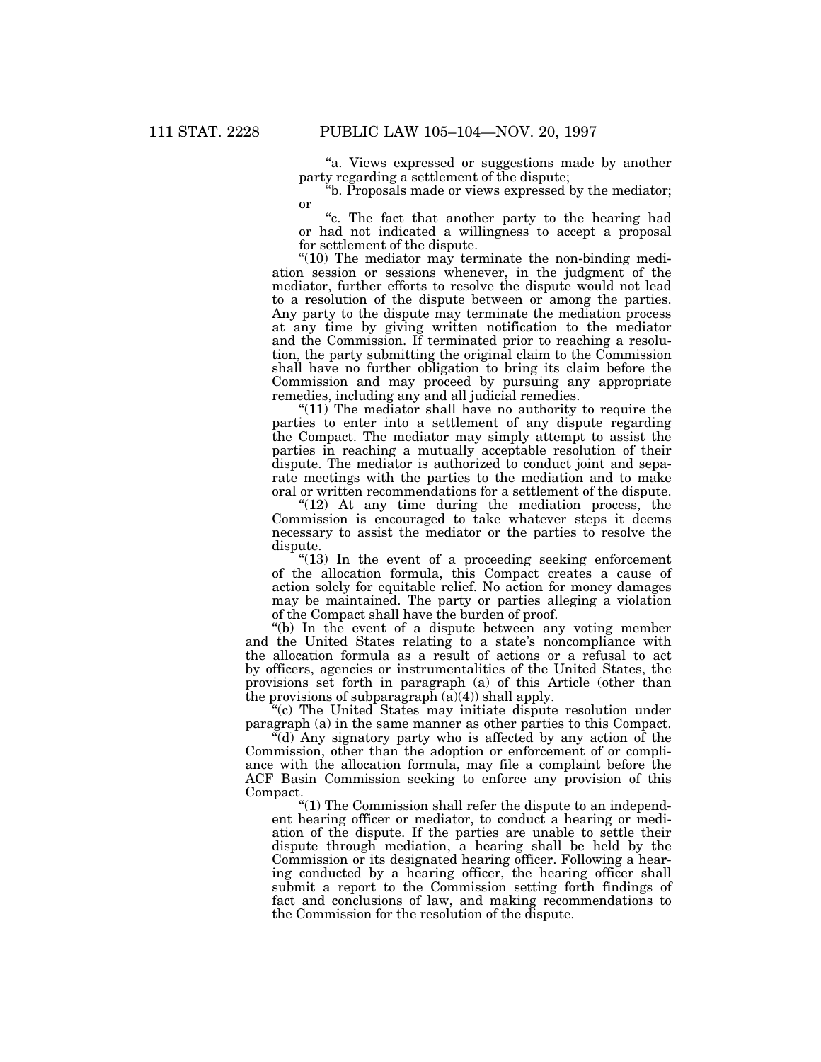"a. Views expressed or suggestions made by another party regarding a settlement of the dispute;

"b. Proposals made or views expressed by the mediator; or

"c. The fact that another party to the hearing had or had not indicated a willingness to accept a proposal for settlement of the dispute.

"(10) The mediator may terminate the non-binding mediation session or sessions whenever, in the judgment of the mediator, further efforts to resolve the dispute would not lead to a resolution of the dispute between or among the parties. Any party to the dispute may terminate the mediation process at any time by giving written notification to the mediator and the Commission. If terminated prior to reaching a resolution, the party submitting the original claim to the Commission shall have no further obligation to bring its claim before the Commission and may proceed by pursuing any appropriate remedies, including any and all judicial remedies.

"(11) The mediator shall have no authority to require the parties to enter into a settlement of any dispute regarding the Compact. The mediator may simply attempt to assist the parties in reaching a mutually acceptable resolution of their dispute. The mediator is authorized to conduct joint and separate meetings with the parties to the mediation and to make oral or written recommendations for a settlement of the dispute.

"(12) At any time during the mediation process, the Commission is encouraged to take whatever steps it deems necessary to assist the mediator or the parties to resolve the dispute.

"(13) In the event of a proceeding seeking enforcement of the allocation formula, this Compact creates a cause of action solely for equitable relief. No action for money damages may be maintained. The party or parties alleging a violation of the Compact shall have the burden of proof.

"(b) In the event of a dispute between any voting member and the United States relating to a state's noncompliance with the allocation formula as a result of actions or a refusal to act by officers, agencies or instrumentalities of the United States, the provisions set forth in paragraph (a) of this Article (other than the provisions of subparagraph (a)(4)) shall apply.

"(c) The United States may initiate dispute resolution under paragraph (a) in the same manner as other parties to this Compact.

"(d) Any signatory party who is affected by any action of the Commission, other than the adoption or enforcement of or compliance with the allocation formula, may file a complaint before the ACF Basin Commission seeking to enforce any provision of this Compact.

"(1) The Commission shall refer the dispute to an independent hearing officer or mediator, to conduct a hearing or mediation of the dispute. If the parties are unable to settle their dispute through mediation, a hearing shall be held by the Commission or its designated hearing officer. Following a hearing conducted by a hearing officer, the hearing officer shall submit a report to the Commission setting forth findings of fact and conclusions of law, and making recommendations to the Commission for the resolution of the dispute.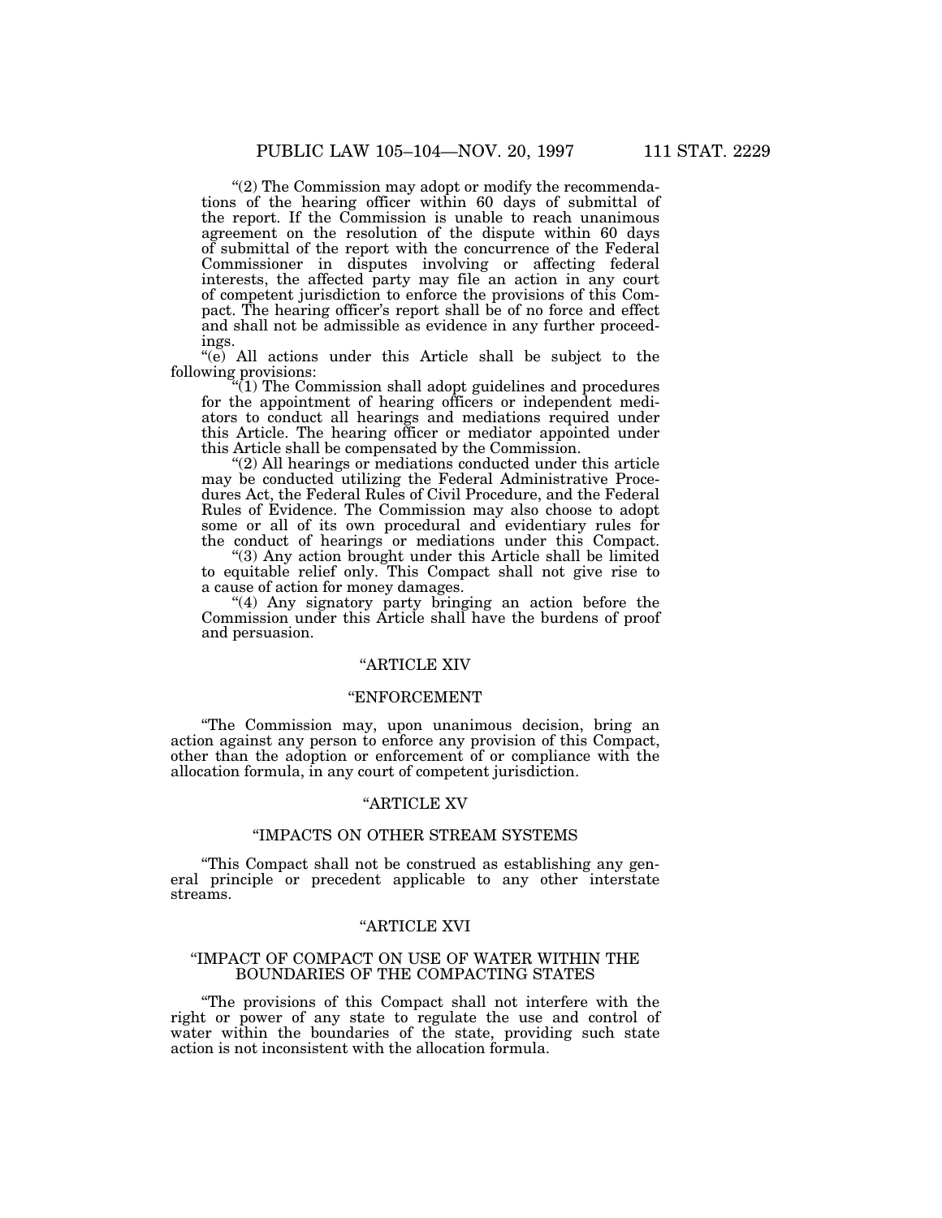"(2) The Commission may adopt or modify the recommendations of the hearing officer within 60 days of submittal of the report. If the Commission is unable to reach unanimous agreement on the resolution of the dispute within 60 days of submittal of the report with the concurrence of the Federal Commissioner in disputes involving or affecting federal interests, the affected party may file an action in any court of competent jurisdiction to enforce the provisions of this Compact. The hearing officer's report shall be of no force and effect and shall not be admissible as evidence in any further proceedings.

"(e) All actions under this Article shall be subject to the following provisions:

"(1) The Commission shall adopt guidelines and procedures for the appointment of hearing officers or independent mediators to conduct all hearings and mediations required under this Article. The hearing officer or mediator appointed under this Article shall be compensated by the Commission.

"(2) All hearings or mediations conducted under this article may be conducted utilizing the Federal Administrative Procedures Act, the Federal Rules of Civil Procedure, and the Federal Rules of Evidence. The Commission may also choose to adopt some or all of its own procedural and evidentiary rules for the conduct of hearings or mediations under this Compact.

"(3) Any action brought under this Article shall be limited to equitable relief only. This Compact shall not give rise to a cause of action for money damages.

"(4) Any signatory party bringing an action before the Commission under this Article shall have the burdens of proof and persuasion.

"ARTICLE XIV

"ENFORCEMENT

"The Commission may, upon unanimous decision, bring an action against any person to enforce any provision of this Compact, other than the adoption or enforcement of or compliance with the allocation formula, in any court of competent jurisdiction.

"ARTICLE XV

"IMPACTS ON OTHER STREAM SYSTEMS

"This Compact shall not be construed as establishing any general principle or precedent applicable to any other interstate streams.

"ARTICLE XVI

"IMPACT OF COMPACT ON USE OF WATER WITHIN THE BOUNDARIES OF THE COMPACTING STATES

"The provisions of this Compact shall not interfere with the right or power of any state to regulate the use and control of water within the boundaries of the state, providing such state action is not inconsistent with the allocation formula.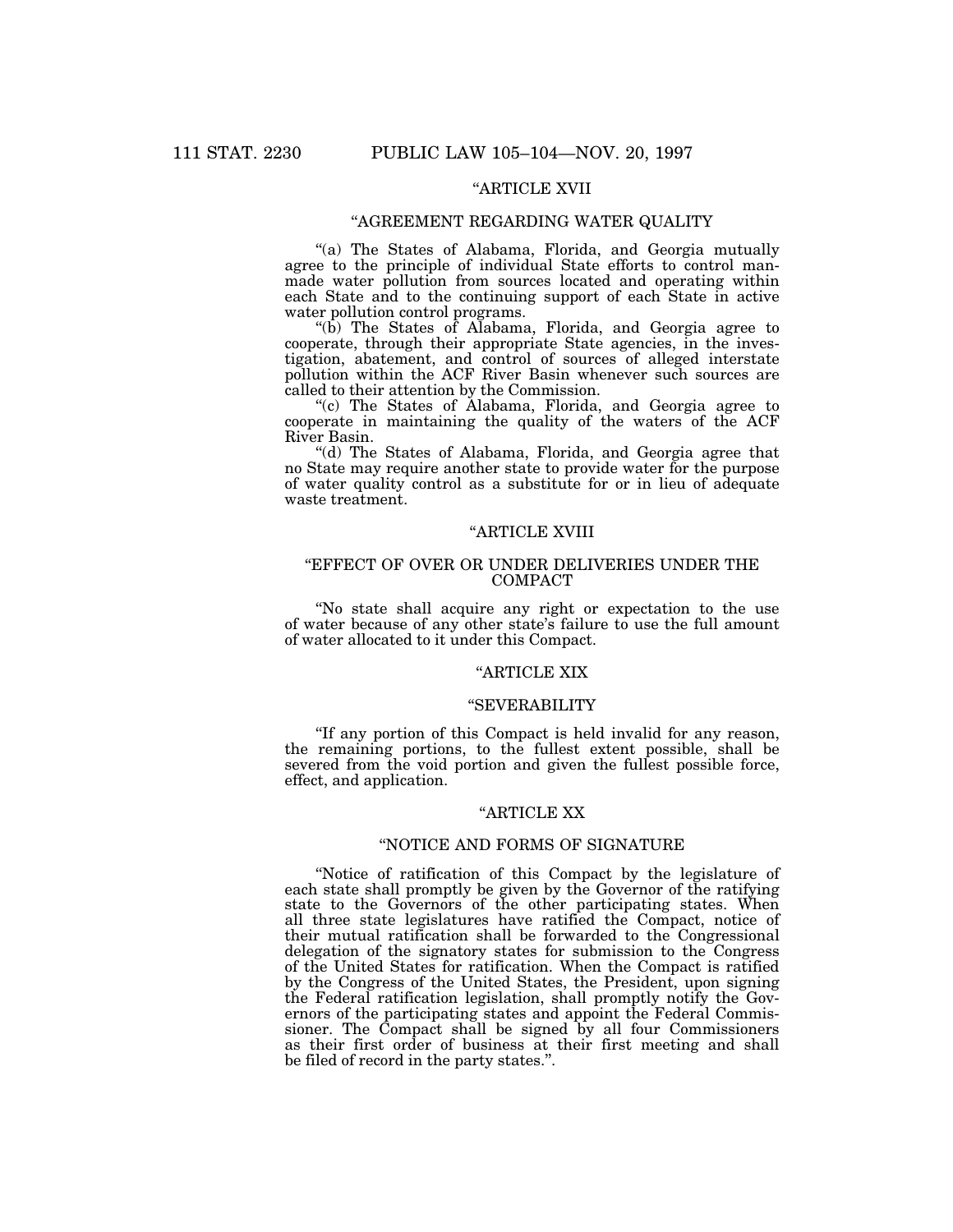"ARTICLE XVII

"AGREEMENT REGARDING WATER QUALITY

"(a) The States of Alabama, Florida, and Georgia mutually agree to the principle of individual State efforts to control man-made water pollution from sources located and operating within each State and to the continuing support of each State in active water pollution control programs.

"(b) The States of Alabama, Florida, and Georgia agree to cooperate, through their appropriate State agencies, in the investigation, abatement, and control of sources of alleged interstate pollution within the ACF River Basin whenever such sources are called to their attention by the Commission.

"(c) The States of Alabama, Florida, and Georgia agree to cooperate in maintaining the quality of the waters of the ACF River Basin.

"(d) The States of Alabama, Florida, and Georgia agree that no State may require another state to provide water for the purpose of water quality control as a substitute for or in lieu of adequate waste treatment.

"ARTICLE XVIII

"EFFECT OF OVER OR UNDER DELIVERIES UNDER THE COMPACT

"No state shall acquire any right or expectation to the use of water because of any other state's failure to use the full amount of water allocated to it under this Compact.

"ARTICLE XIX

"SEVERABILITY

"If any portion of this Compact is held invalid for any reason, the remaining portions, to the fullest extent possible, shall be severed from the void portion and given the fullest possible force, effect, and application.

"ARTICLE XX

"NOTICE AND FORMS OF SIGNATURE

"Notice of ratification of this Compact by the legislature of each state shall promptly be given by the Governor of the ratifying state to the Governors of the other participating states. When all three state legislatures have ratified the Compact, notice of their mutual ratification shall be forwarded to the Congressional delegation of the signatory states for submission to the Congress of the United States for ratification. When the Compact is ratified by the Congress of the United States, the President, upon signing the Federal ratification legislation, shall promptly notify the Governors of the participating states and appoint the Federal Commissioner. The Compact shall be signed by all four Commissioners as their first order of business at their first meeting and shall be filed of record in the party states.".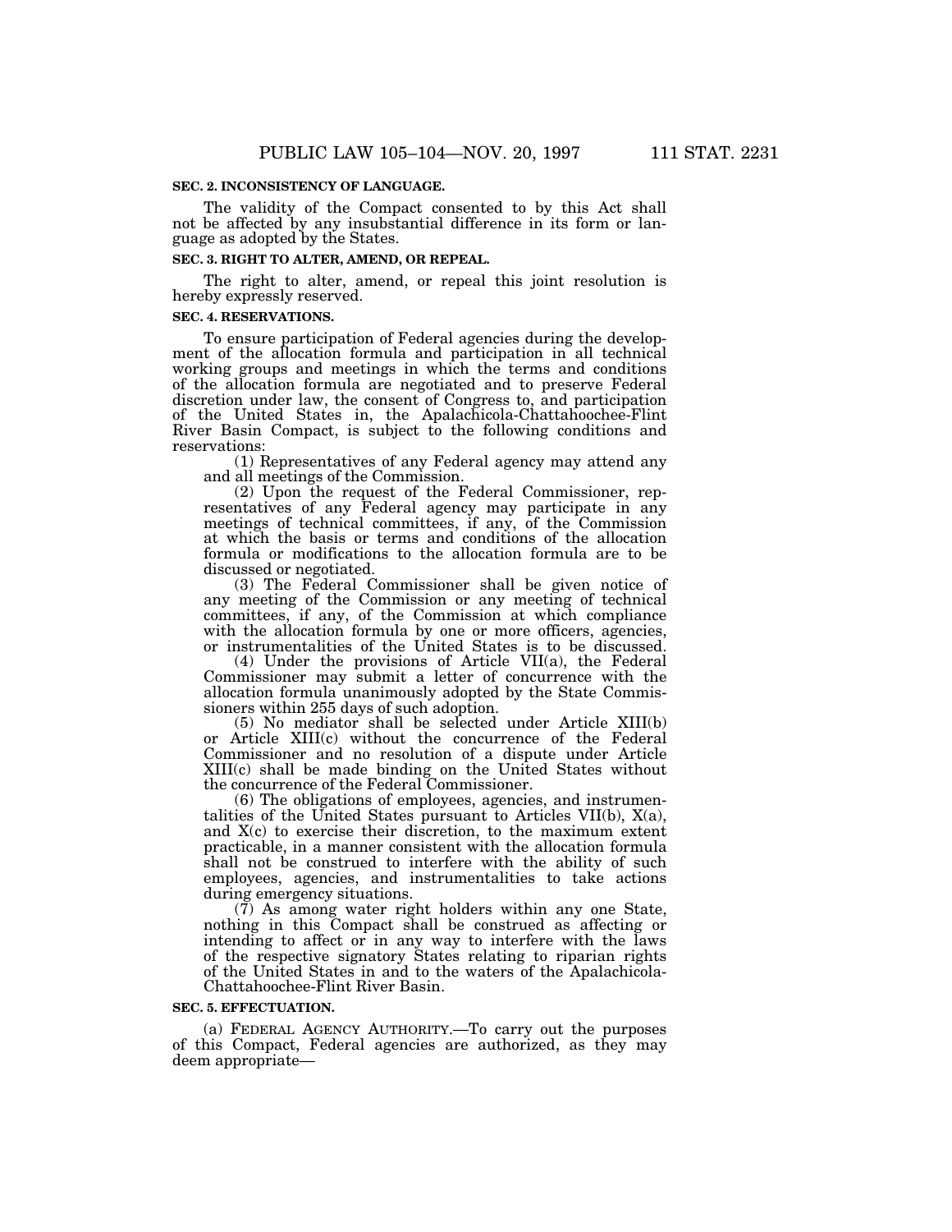**SEC. 2. INCONSISTENCY OF LANGUAGE.**

The validity of the Compact consented to by this Act shall not be affected by any insubstantial difference in its form or language as adopted by the States.

**SEC. 3. RIGHT TO ALTER, AMEND, OR REPEAL.**

The right to alter, amend, or repeal this joint resolution is hereby expressly reserved.

**SEC. 4. RESERVATIONS.**

To ensure participation of Federal agencies during the development of the allocation formula and participation in all technical working groups and meetings in which the terms and conditions of the allocation formula are negotiated and to preserve Federal discretion under law, the consent of Congress to, and participation of the United States in, the Apalachicola-Chattahoochee-Flint River Basin Compact, is subject to the following conditions and reservations:

(1) Representatives of any Federal agency may attend any and all meetings of the Commission.

(2) Upon the request of the Federal Commissioner, representatives of any Federal agency may participate in any meetings of technical committees, if any, of the Commission at which the basis or terms and conditions of the allocation formula or modifications to the allocation formula are to be discussed or negotiated.

(3) The Federal Commissioner shall be given notice of any meeting of the Commission or any meeting of technical committees, if any, of the Commission at which compliance with the allocation formula by one or more officers, agencies, or instrumentalities of the United States is to be discussed.

(4) Under the provisions of Article VII(a), the Federal Commissioner may submit a letter of concurrence with the allocation formula unanimously adopted by the State Commissioners within 255 days of such adoption.

(5) No mediator shall be selected under Article XIII(b) or Article XIII(c) without the concurrence of the Federal Commissioner and no resolution of a dispute under Article XIII(c) shall be made binding on the United States without the concurrence of the Federal Commissioner.

(6) The obligations of employees, agencies, and instrumentalities of the United States pursuant to Articles VII(b), X(a), and X(c) to exercise their discretion, to the maximum extent practicable, in a manner consistent with the allocation formula shall not be construed to interfere with the ability of such employees, agencies, and instrumentalities to take actions during emergency situations.

(7) As among water right holders within any one State, nothing in this Compact shall be construed as affecting or intending to affect or in any way to interfere with the laws of the respective signatory States relating to riparian rights of the United States in and to the waters of the Apalachicola-Chattahoochee-Flint River Basin.

**SEC. 5. EFFECTUATION.**

(a) FEDERAL AGENCY AUTHORITY.—To carry out the purposes of this Compact, Federal agencies are authorized, as they may deem appropriate—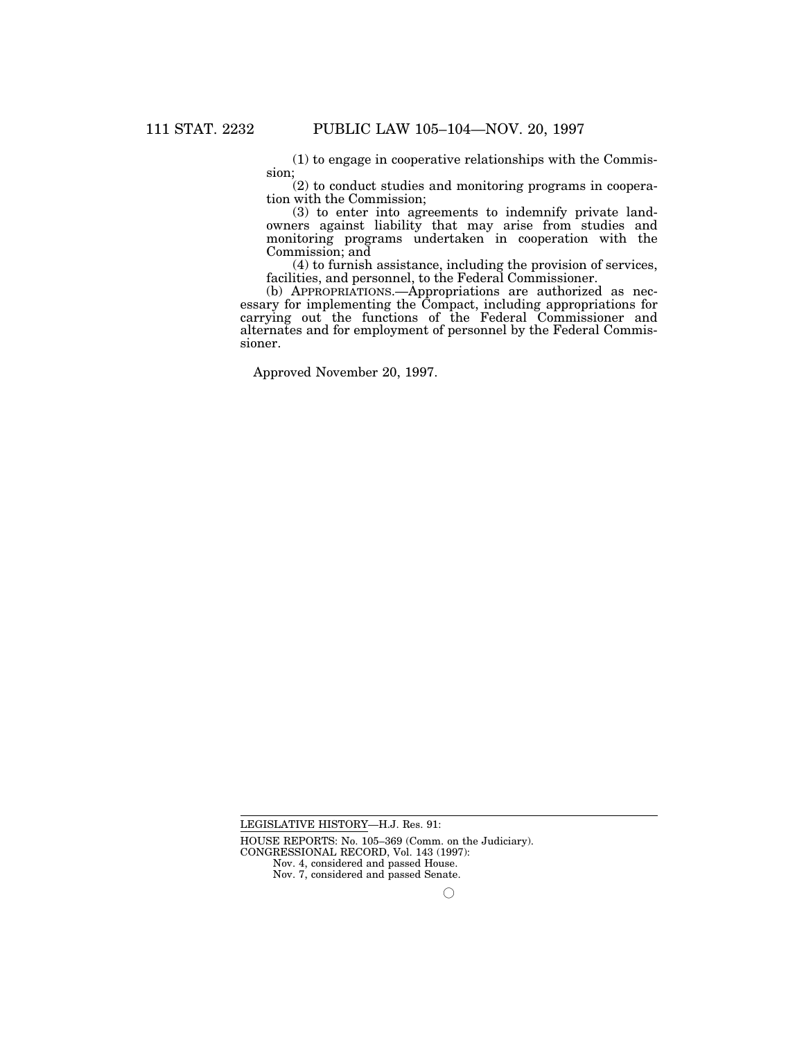(1) to engage in cooperative relationships with the Commission;

(2) to conduct studies and monitoring programs in cooperation with the Commission;

(3) to enter into agreements to indemnify private landowners against liability that may arise from studies and monitoring programs undertaken in cooperation with the Commission; and

(4) to furnish assistance, including the provision of services, facilities, and personnel, to the Federal Commissioner.

(b) APPROPRIATIONS.—Appropriations are authorized as necessary for implementing the Compact, including appropriations for carrying out the functions of the Federal Commissioner and alternates and for employment of personnel by the Federal Commissioner.

Approved November 20, 1997.

---

LEGISLATIVE HISTORY—H.J. Res. 91:

HOUSE REPORTS: No. 105–369 (Comm. on the Judiciary).
CONGRESSIONAL RECORD, Vol. 143 (1997):
Nov. 4, considered and passed House.
Nov. 7, considered and passed Senate.

○